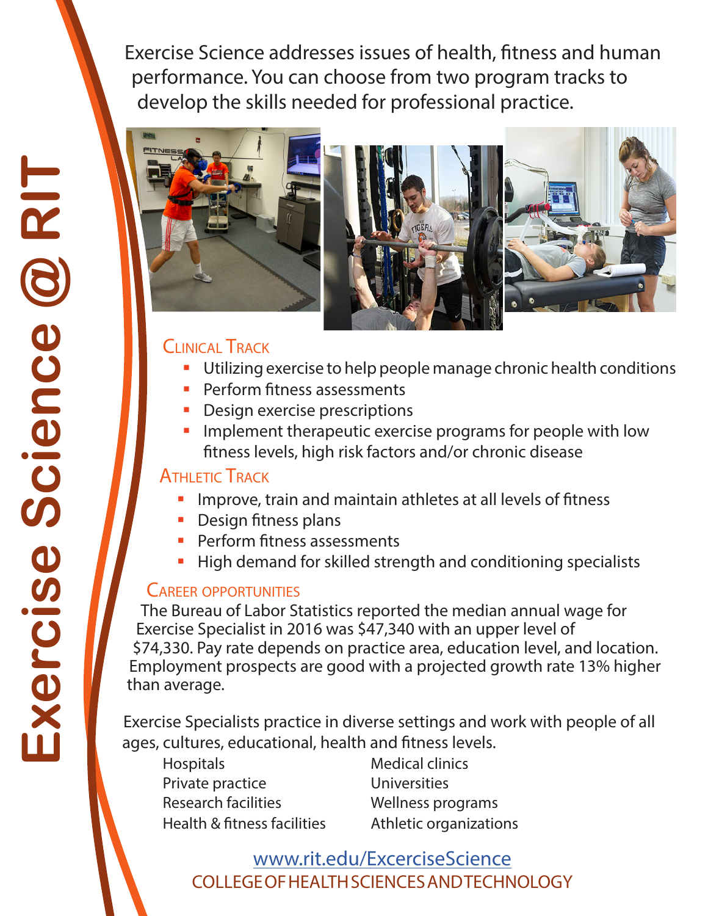# Exercise Science @ RIT

Exercise Science addresses issues of health, fitness and human performance. You can choose from two program tracks to develop the skills needed for professional practice.

## Clinical Track

- Utilizing exercise to help people manage chronic health conditions
- Perform fitness assessments
- Design exercise prescriptions
- Implement therapeutic exercise programs for people with low fitness levels, high risk factors and/or chronic disease

## Athletic Track

- Improve, train and maintain athletes at all levels of fitness
- Design fitness plans
- Perform fitness assessments
- High demand for skilled strength and conditioning specialists

## Career opportunities

The Bureau of Labor Statistics reported the median annual wage for Exercise Specialist in 2016 was $47,340 with an upper level of $74,330. Pay rate depends on practice area, education level, and location. Employment prospects are good with a projected growth rate 13% higher than average.

Exercise Specialists practice in diverse settings and work with people of all ages, cultures, educational, health and fitness levels.

- Hospitals
- Private practice
- Research facilities
- Health & fitness facilities
- Medical clinics
- Universities
- Wellness programs
- Athletic organizations

[www.rit.edu/ExcerciseScience](http://www.rit.edu/ExcerciseScience)

COLLEGE OF HEALTH SCIENCES AND TECHNOLOGY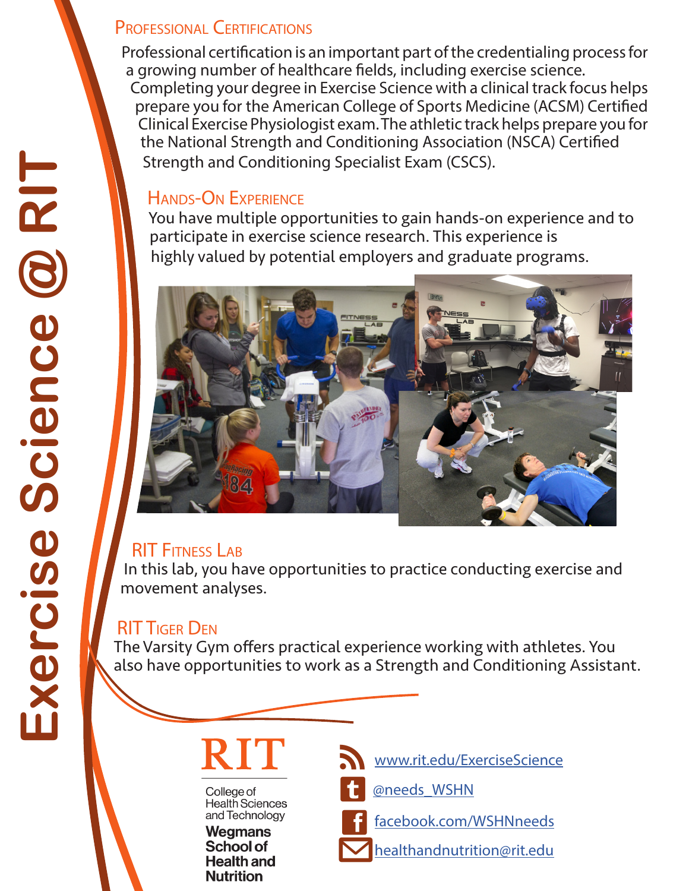# Exercise Science @ RIT

## Professional Certifications

Professional certification is an important part of the credentialing process for a growing number of healthcare fields, including exercise science. Completing your degree in Exercise Science with a clinical track focus helps prepare you for the American College of Sports Medicine (ACSM) Certified Clinical Exercise Physiologist exam. The athletic track helps prepare you for the National Strength and Conditioning Association (NSCA) Certified Strength and Conditioning Specialist Exam (CSCS).

## Hands-On Experience

You have multiple opportunities to gain hands-on experience and to participate in exercise science research. This experience is highly valued by potential employers and graduate programs.

## RIT Fitness Lab

In this lab, you have opportunities to practice conducting exercise and movement analyses.

## RIT Tiger Den

The Varsity Gym offers practical experience working with athletes. You also have opportunities to work as a Strength and Conditioning Assistant.

RIT
College of Health Sciences and Technology
**Wegmans School of Health and Nutrition**

- www.rit.edu/ExerciseScience
- @needs_WSHN
- facebook.com/WSHNneeds
- healthandnutrition@rit.edu